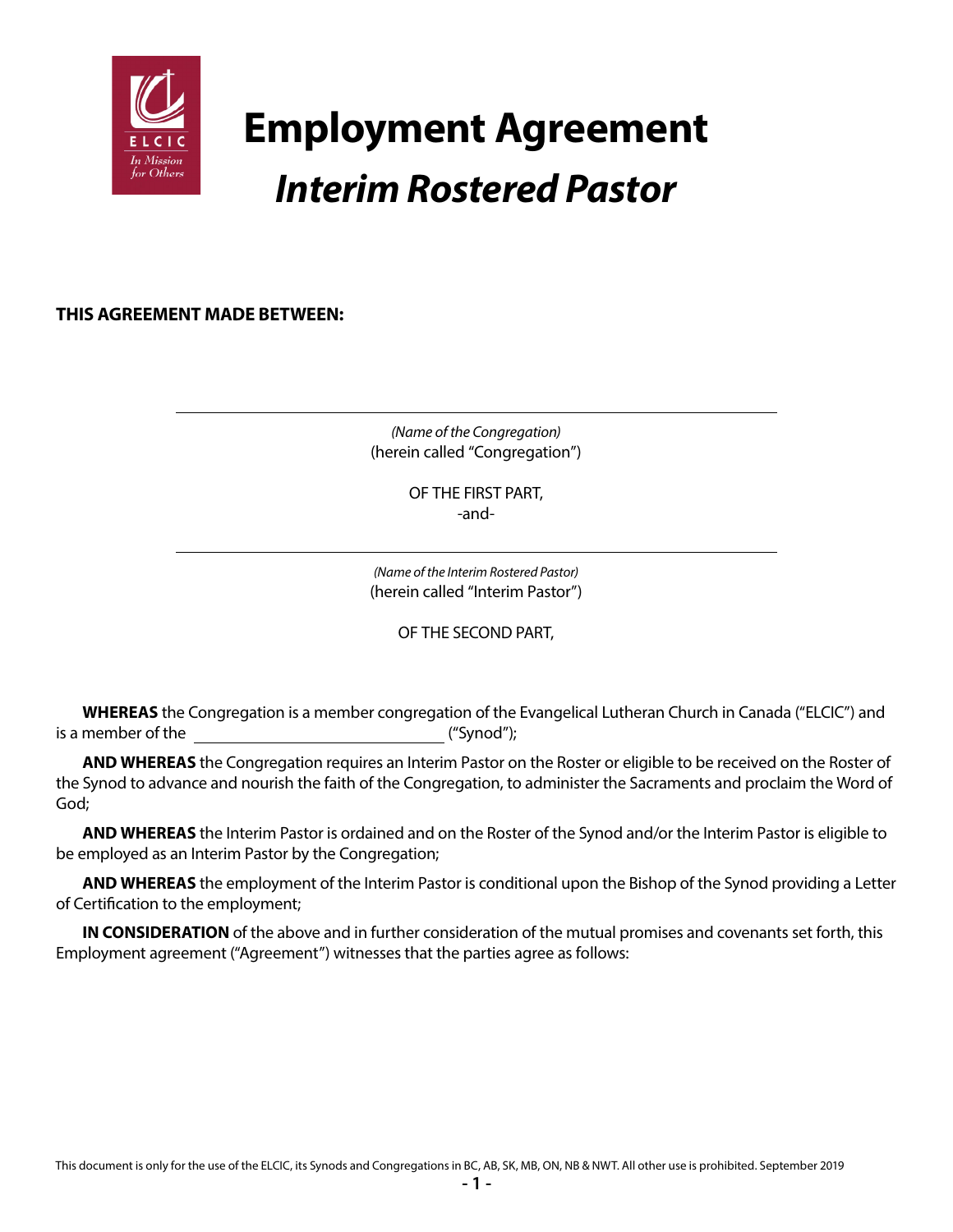# Employment Agreement

## *Interim Rostered Pastor*

**THIS AGREEMENT MADE BETWEEN:**

\_\_\_\_\_\_\_\_\_\_\_\_\_\_\_\_\_\_\_\_\_\_\_\_\_\_\_\_\_\_\_\_\_\_\_\_\_\_\_\_

*(Name of the Congregation)*
(herein called "Congregation")

OF THE FIRST PART,
-and-

\_\_\_\_\_\_\_\_\_\_\_\_\_\_\_\_\_\_\_\_\_\_\_\_\_\_\_\_\_\_\_\_\_\_\_\_\_\_\_\_

*(Name of the Interim Rostered Pastor)*
(herein called "Interim Pastor")

OF THE SECOND PART,

**WHEREAS** the Congregation is a member congregation of the Evangelical Lutheran Church in Canada ("ELCIC") and is a member of the \_\_\_\_\_\_\_\_\_\_\_\_\_\_\_\_\_\_\_\_\_\_\_\_\_\_\_\_ ("Synod");

**AND WHEREAS** the Congregation requires an Interim Pastor on the Roster or eligible to be received on the Roster of the Synod to advance and nourish the faith of the Congregation, to administer the Sacraments and proclaim the Word of God;

**AND WHEREAS** the Interim Pastor is ordained and on the Roster of the Synod and/or the Interim Pastor is eligible to be employed as an Interim Pastor by the Congregation;

**AND WHEREAS** the employment of the Interim Pastor is conditional upon the Bishop of the Synod providing a Letter of Certification to the employment;

**IN CONSIDERATION** of the above and in further consideration of the mutual promises and covenants set forth, this Employment agreement ("Agreement") witnesses that the parties agree as follows:

This document is only for the use of the ELCIC, its Synods and Congregations in BC, AB, SK, MB, ON, NB & NWT. All other use is prohibited. September 2019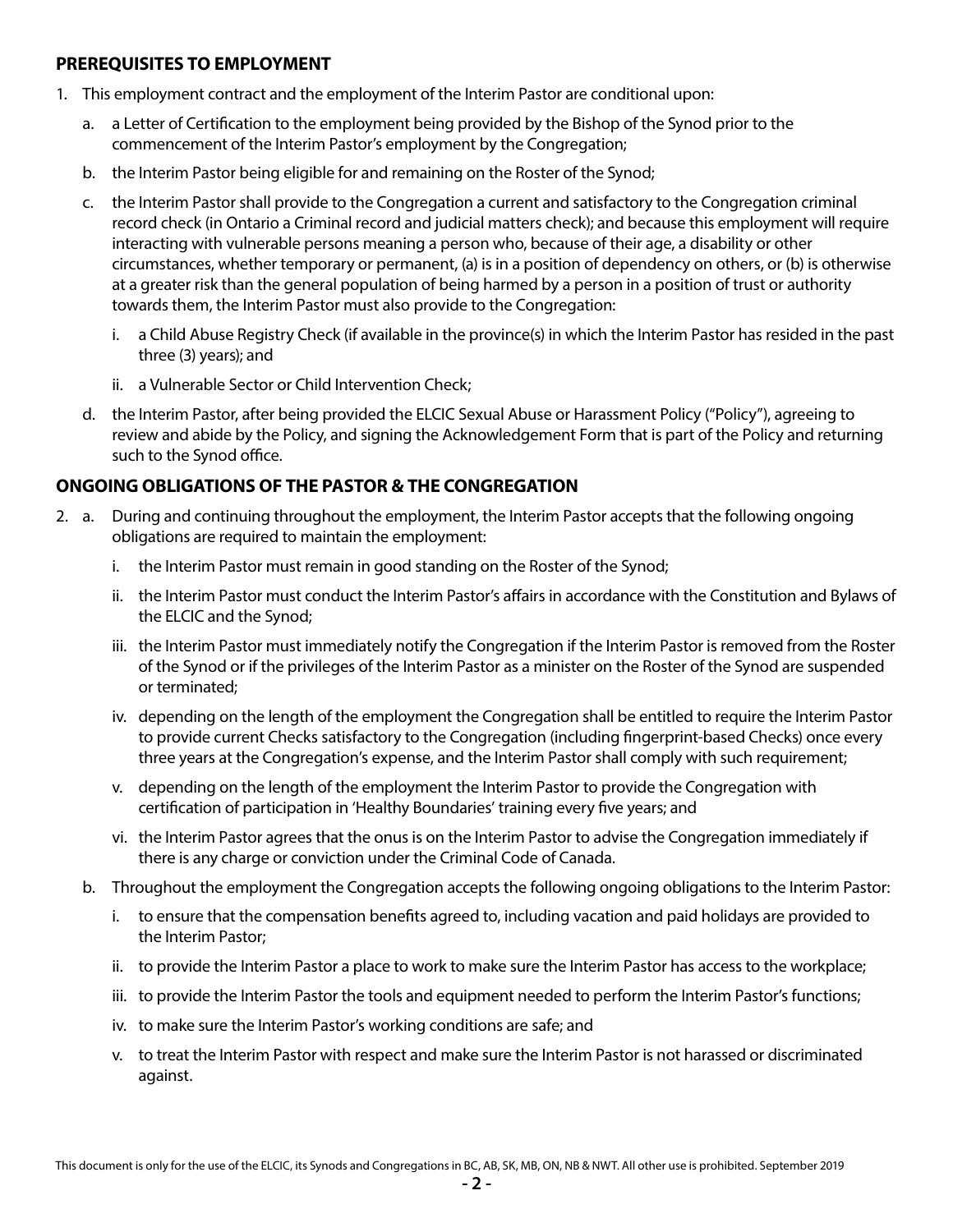## PREREQUISITES TO EMPLOYMENT

1. This employment contract and the employment of the Interim Pastor are conditional upon:
   a. a Letter of Certification to the employment being provided by the Bishop of the Synod prior to the commencement of the Interim Pastor's employment by the Congregation;
   b. the Interim Pastor being eligible for and remaining on the Roster of the Synod;
   c. the Interim Pastor shall provide to the Congregation a current and satisfactory to the Congregation criminal record check (in Ontario a Criminal record and judicial matters check); and because this employment will require interacting with vulnerable persons meaning a person who, because of their age, a disability or other circumstances, whether temporary or permanent, (a) is in a position of dependency on others, or (b) is otherwise at a greater risk than the general population of being harmed by a person in a position of trust or authority towards them, the Interim Pastor must also provide to the Congregation:
      i. a Child Abuse Registry Check (if available in the province(s) in which the Interim Pastor has resided in the past three (3) years); and
      ii. a Vulnerable Sector or Child Intervention Check;
   d. the Interim Pastor, after being provided the ELCIC Sexual Abuse or Harassment Policy ("Policy"), agreeing to review and abide by the Policy, and signing the Acknowledgement Form that is part of the Policy and returning such to the Synod office.

## ONGOING OBLIGATIONS OF THE PASTOR & THE CONGREGATION

2. a. During and continuing throughout the employment, the Interim Pastor accepts that the following ongoing obligations are required to maintain the employment:
      i. the Interim Pastor must remain in good standing on the Roster of the Synod;
      ii. the Interim Pastor must conduct the Interim Pastor's affairs in accordance with the Constitution and Bylaws of the ELCIC and the Synod;
      iii. the Interim Pastor must immediately notify the Congregation if the Interim Pastor is removed from the Roster of the Synod or if the privileges of the Interim Pastor as a minister on the Roster of the Synod are suspended or terminated;
      iv. depending on the length of the employment the Congregation shall be entitled to require the Interim Pastor to provide current Checks satisfactory to the Congregation (including fingerprint-based Checks) once every three years at the Congregation's expense, and the Interim Pastor shall comply with such requirement;
      v. depending on the length of the employment the Interim Pastor to provide the Congregation with certification of participation in 'Healthy Boundaries' training every five years; and
      vi. the Interim Pastor agrees that the onus is on the Interim Pastor to advise the Congregation immediately if there is any charge or conviction under the Criminal Code of Canada.

   b. Throughout the employment the Congregation accepts the following ongoing obligations to the Interim Pastor:
      i. to ensure that the compensation benefits agreed to, including vacation and paid holidays are provided to the Interim Pastor;
      ii. to provide the Interim Pastor a place to work to make sure the Interim Pastor has access to the workplace;
      iii. to provide the Interim Pastor the tools and equipment needed to perform the Interim Pastor's functions;
      iv. to make sure the Interim Pastor's working conditions are safe; and
      v. to treat the Interim Pastor with respect and make sure the Interim Pastor is not harassed or discriminated against.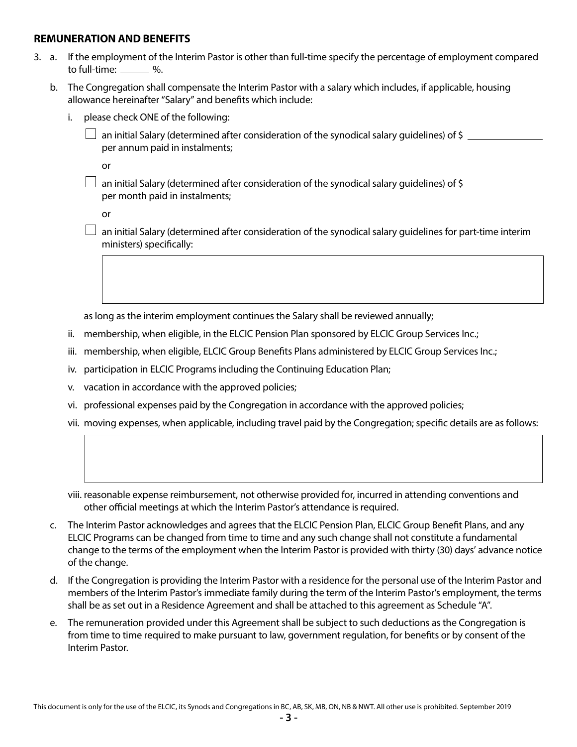## REMUNERATION AND BENEFITS

3. a. If the employment of the Interim Pastor is other than full-time specify the percentage of employment compared to full-time: ______ %.

   b. The Congregation shall compensate the Interim Pastor with a salary which includes, if applicable, housing allowance hereinafter "Salary" and benefits which include:

      i. please check ONE of the following:

         ☐ an initial Salary (determined after consideration of the synodical salary guidelines) of $ ______________ per annum paid in instalments;

         or

         ☐ an initial Salary (determined after consideration of the synodical salary guidelines) of $ per month paid in instalments;

         or

         ☐ an initial Salary (determined after consideration of the synodical salary guidelines for part-time interim ministers) specifically:

         | |
         |---|
         | |

         as long as the interim employment continues the Salary shall be reviewed annually;

      ii. membership, when eligible, in the ELCIC Pension Plan sponsored by ELCIC Group Services Inc.;

      iii. membership, when eligible, ELCIC Group Benefits Plans administered by ELCIC Group Services Inc.;

      iv. participation in ELCIC Programs including the Continuing Education Plan;

      v. vacation in accordance with the approved policies;

      vi. professional expenses paid by the Congregation in accordance with the approved policies;

      vii. moving expenses, when applicable, including travel paid by the Congregation; specific details are as follows:

         | |
         |---|
         | |

      viii. reasonable expense reimbursement, not otherwise provided for, incurred in attending conventions and other official meetings at which the Interim Pastor's attendance is required.

   c. The Interim Pastor acknowledges and agrees that the ELCIC Pension Plan, ELCIC Group Benefit Plans, and any ELCIC Programs can be changed from time to time and any such change shall not constitute a fundamental change to the terms of the employment when the Interim Pastor is provided with thirty (30) days' advance notice of the change.

   d. If the Congregation is providing the Interim Pastor with a residence for the personal use of the Interim Pastor and members of the Interim Pastor's immediate family during the term of the Interim Pastor's employment, the terms shall be as set out in a Residence Agreement and shall be attached to this agreement as Schedule "A".

   e. The remuneration provided under this Agreement shall be subject to such deductions as the Congregation is from time to time required to make pursuant to law, government regulation, for benefits or by consent of the Interim Pastor.

This document is only for the use of the ELCIC, its Synods and Congregations in BC, AB, SK, MB, ON, NB & NWT. All other use is prohibited. September 2019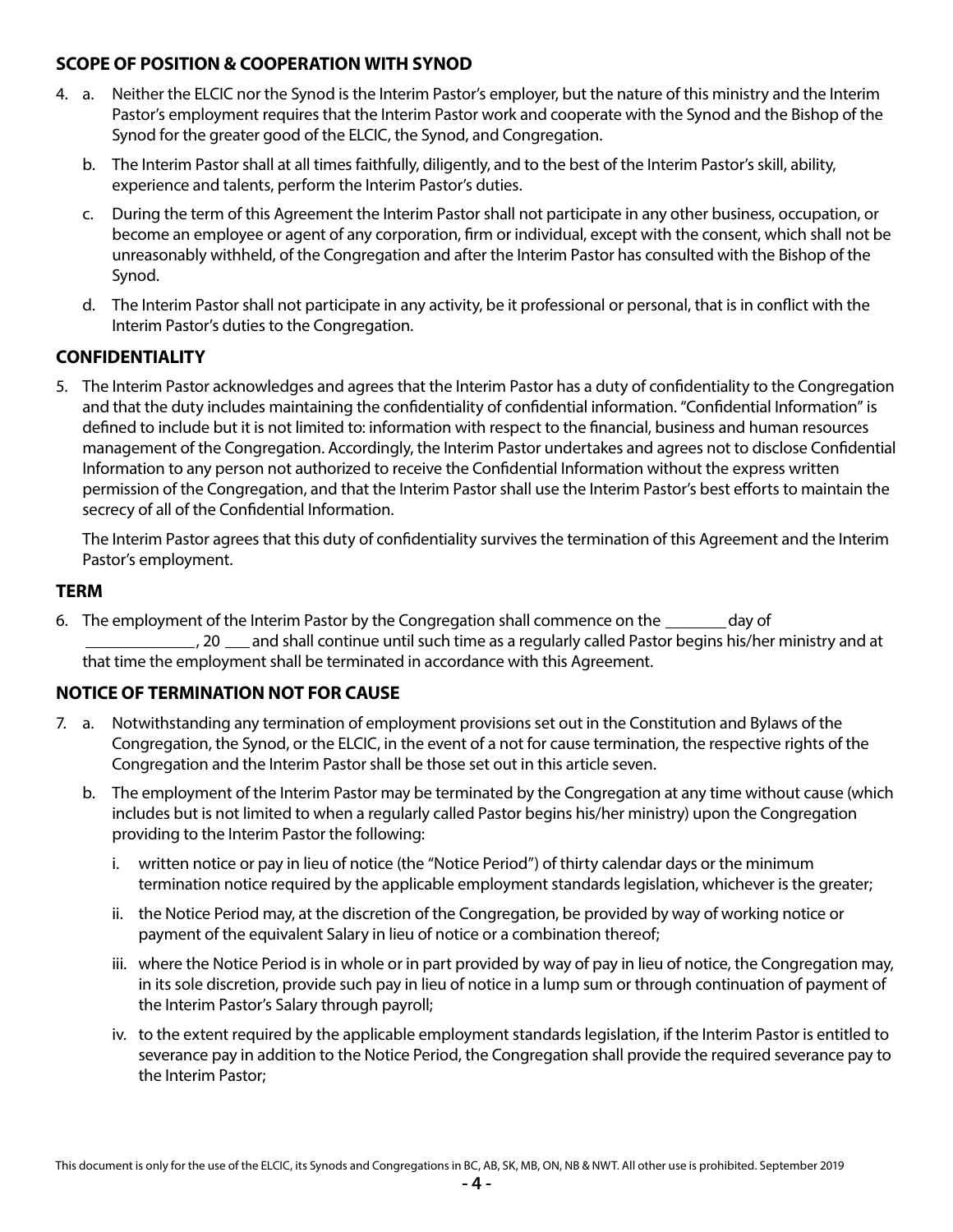### SCOPE OF POSITION & COOPERATION WITH SYNOD

4. a. Neither the ELCIC nor the Synod is the Interim Pastor's employer, but the nature of this ministry and the Interim Pastor's employment requires that the Interim Pastor work and cooperate with the Synod and the Bishop of the Synod for the greater good of the ELCIC, the Synod, and Congregation.

   b. The Interim Pastor shall at all times faithfully, diligently, and to the best of the Interim Pastor's skill, ability, experience and talents, perform the Interim Pastor's duties.

   c. During the term of this Agreement the Interim Pastor shall not participate in any other business, occupation, or become an employee or agent of any corporation, firm or individual, except with the consent, which shall not be unreasonably withheld, of the Congregation and after the Interim Pastor has consulted with the Bishop of the Synod.

   d. The Interim Pastor shall not participate in any activity, be it professional or personal, that is in conflict with the Interim Pastor's duties to the Congregation.

### CONFIDENTIALITY

5. The Interim Pastor acknowledges and agrees that the Interim Pastor has a duty of confidentiality to the Congregation and that the duty includes maintaining the confidentiality of confidential information. "Confidential Information" is defined to include but it is not limited to: information with respect to the financial, business and human resources management of the Congregation. Accordingly, the Interim Pastor undertakes and agrees not to disclose Confidential Information to any person not authorized to receive the Confidential Information without the express written permission of the Congregation, and that the Interim Pastor shall use the Interim Pastor's best efforts to maintain the secrecy of all of the Confidential Information.

   The Interim Pastor agrees that this duty of confidentiality survives the termination of this Agreement and the Interim Pastor's employment.

### TERM

6. The employment of the Interim Pastor by the Congregation shall commence on the ________ day of ______________, 20 ___ and shall continue until such time as a regularly called Pastor begins his/her ministry and at that time the employment shall be terminated in accordance with this Agreement.

### NOTICE OF TERMINATION NOT FOR CAUSE

7. a. Notwithstanding any termination of employment provisions set out in the Constitution and Bylaws of the Congregation, the Synod, or the ELCIC, in the event of a not for cause termination, the respective rights of the Congregation and the Interim Pastor shall be those set out in this article seven.

   b. The employment of the Interim Pastor may be terminated by the Congregation at any time without cause (which includes but is not limited to when a regularly called Pastor begins his/her ministry) upon the Congregation providing to the Interim Pastor the following:

      i. written notice or pay in lieu of notice (the "Notice Period") of thirty calendar days or the minimum termination notice required by the applicable employment standards legislation, whichever is the greater;

      ii. the Notice Period may, at the discretion of the Congregation, be provided by way of working notice or payment of the equivalent Salary in lieu of notice or a combination thereof;

      iii. where the Notice Period is in whole or in part provided by way of pay in lieu of notice, the Congregation may, in its sole discretion, provide such pay in lieu of notice in a lump sum or through continuation of payment of the Interim Pastor's Salary through payroll;

      iv. to the extent required by the applicable employment standards legislation, if the Interim Pastor is entitled to severance pay in addition to the Notice Period, the Congregation shall provide the required severance pay to the Interim Pastor;

This document is only for the use of the ELCIC, its Synods and Congregations in BC, AB, SK, MB, ON, NB & NWT. All other use is prohibited. September 2019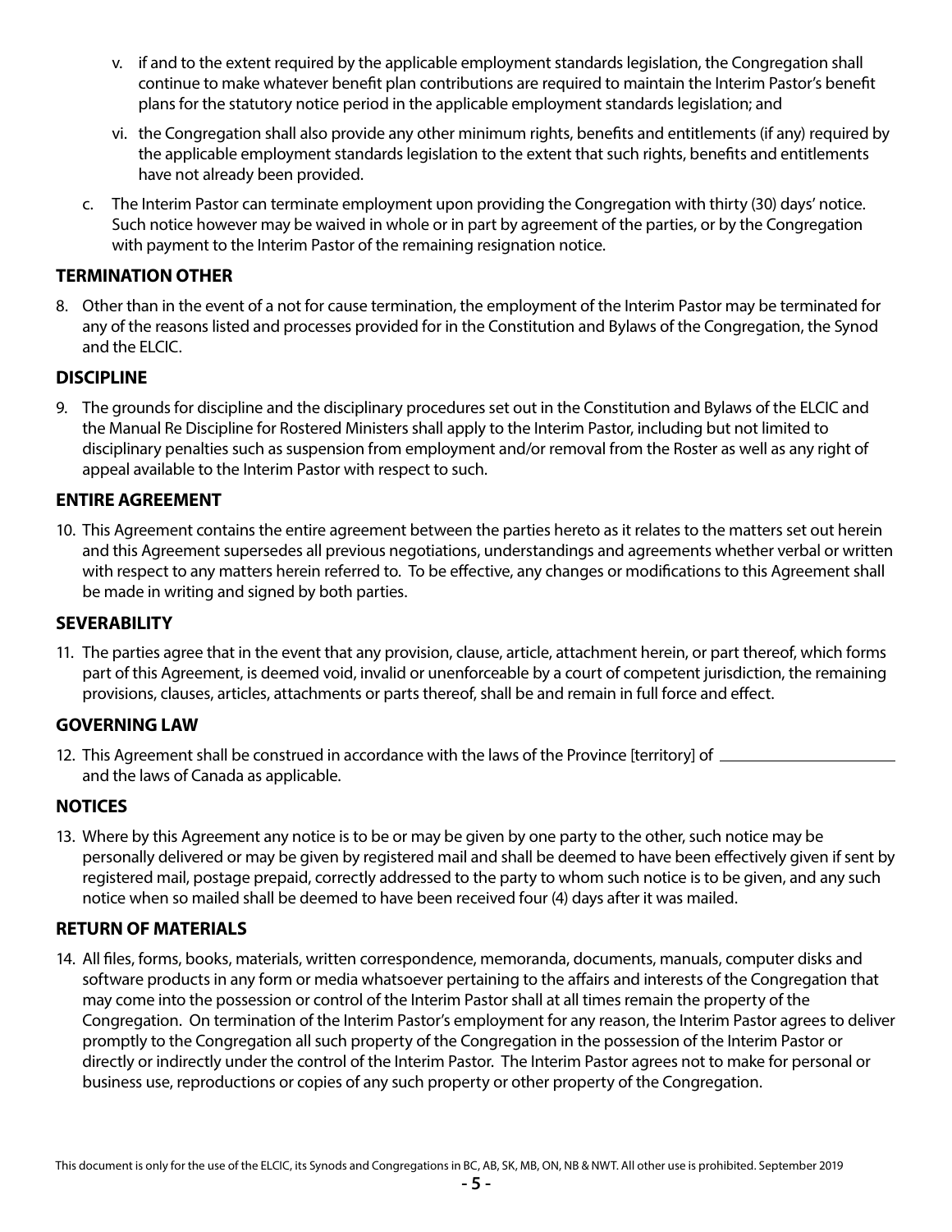v. if and to the extent required by the applicable employment standards legislation, the Congregation shall continue to make whatever benefit plan contributions are required to maintain the Interim Pastor's benefit plans for the statutory notice period in the applicable employment standards legislation; and

vi. the Congregation shall also provide any other minimum rights, benefits and entitlements (if any) required by the applicable employment standards legislation to the extent that such rights, benefits and entitlements have not already been provided.

c. The Interim Pastor can terminate employment upon providing the Congregation with thirty (30) days' notice. Such notice however may be waived in whole or in part by agreement of the parties, or by the Congregation with payment to the Interim Pastor of the remaining resignation notice.

## TERMINATION OTHER

8. Other than in the event of a not for cause termination, the employment of the Interim Pastor may be terminated for any of the reasons listed and processes provided for in the Constitution and Bylaws of the Congregation, the Synod and the ELCIC.

## DISCIPLINE

9. The grounds for discipline and the disciplinary procedures set out in the Constitution and Bylaws of the ELCIC and the Manual Re Discipline for Rostered Ministers shall apply to the Interim Pastor, including but not limited to disciplinary penalties such as suspension from employment and/or removal from the Roster as well as any right of appeal available to the Interim Pastor with respect to such.

## ENTIRE AGREEMENT

10. This Agreement contains the entire agreement between the parties hereto as it relates to the matters set out herein and this Agreement supersedes all previous negotiations, understandings and agreements whether verbal or written with respect to any matters herein referred to. To be effective, any changes or modifications to this Agreement shall be made in writing and signed by both parties.

## SEVERABILITY

11. The parties agree that in the event that any provision, clause, article, attachment herein, or part thereof, which forms part of this Agreement, is deemed void, invalid or unenforceable by a court of competent jurisdiction, the remaining provisions, clauses, articles, attachments or parts thereof, shall be and remain in full force and effect.

## GOVERNING LAW

12. This Agreement shall be construed in accordance with the laws of the Province [territory] of \_\_\_\_\_\_\_\_\_\_\_\_\_\_\_\_\_\_\_\_ and the laws of Canada as applicable.

## NOTICES

13. Where by this Agreement any notice is to be or may be given by one party to the other, such notice may be personally delivered or may be given by registered mail and shall be deemed to have been effectively given if sent by registered mail, postage prepaid, correctly addressed to the party to whom such notice is to be given, and any such notice when so mailed shall be deemed to have been received four (4) days after it was mailed.

## RETURN OF MATERIALS

14. All files, forms, books, materials, written correspondence, memoranda, documents, manuals, computer disks and software products in any form or media whatsoever pertaining to the affairs and interests of the Congregation that may come into the possession or control of the Interim Pastor shall at all times remain the property of the Congregation. On termination of the Interim Pastor's employment for any reason, the Interim Pastor agrees to deliver promptly to the Congregation all such property of the Congregation in the possession of the Interim Pastor or directly or indirectly under the control of the Interim Pastor. The Interim Pastor agrees not to make for personal or business use, reproductions or copies of any such property or other property of the Congregation.

This document is only for the use of the ELCIC, its Synods and Congregations in BC, AB, SK, MB, ON, NB & NWT. All other use is prohibited. September 2019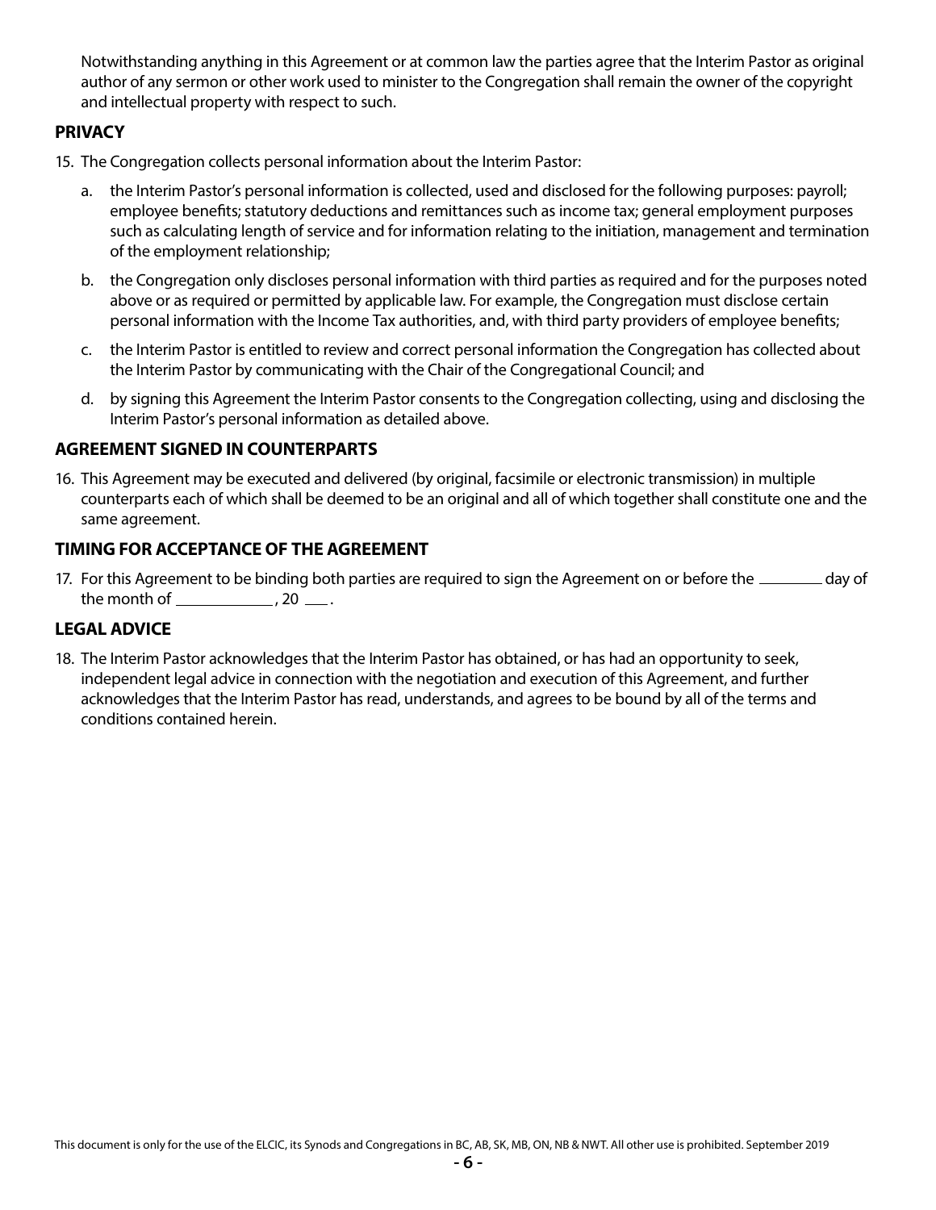Notwithstanding anything in this Agreement or at common law the parties agree that the Interim Pastor as original author of any sermon or other work used to minister to the Congregation shall remain the owner of the copyright and intellectual property with respect to such.

## PRIVACY

15. The Congregation collects personal information about the Interim Pastor:

    a. the Interim Pastor's personal information is collected, used and disclosed for the following purposes: payroll; employee benefits; statutory deductions and remittances such as income tax; general employment purposes such as calculating length of service and for information relating to the initiation, management and termination of the employment relationship;

    b. the Congregation only discloses personal information with third parties as required and for the purposes noted above or as required or permitted by applicable law. For example, the Congregation must disclose certain personal information with the Income Tax authorities, and, with third party providers of employee benefits;

    c. the Interim Pastor is entitled to review and correct personal information the Congregation has collected about the Interim Pastor by communicating with the Chair of the Congregational Council; and

    d. by signing this Agreement the Interim Pastor consents to the Congregation collecting, using and disclosing the Interim Pastor's personal information as detailed above.

## AGREEMENT SIGNED IN COUNTERPARTS

16. This Agreement may be executed and delivered (by original, facsimile or electronic transmission) in multiple counterparts each of which shall be deemed to be an original and all of which together shall constitute one and the same agreement.

## TIMING FOR ACCEPTANCE OF THE AGREEMENT

17. For this Agreement to be binding both parties are required to sign the Agreement on or before the ________ day of the month of ____________, 20 ___.

## LEGAL ADVICE

18. The Interim Pastor acknowledges that the Interim Pastor has obtained, or has had an opportunity to seek, independent legal advice in connection with the negotiation and execution of this Agreement, and further acknowledges that the Interim Pastor has read, understands, and agrees to be bound by all of the terms and conditions contained herein.

This document is only for the use of the ELCIC, its Synods and Congregations in BC, AB, SK, MB, ON, NB & NWT. All other use is prohibited. September 2019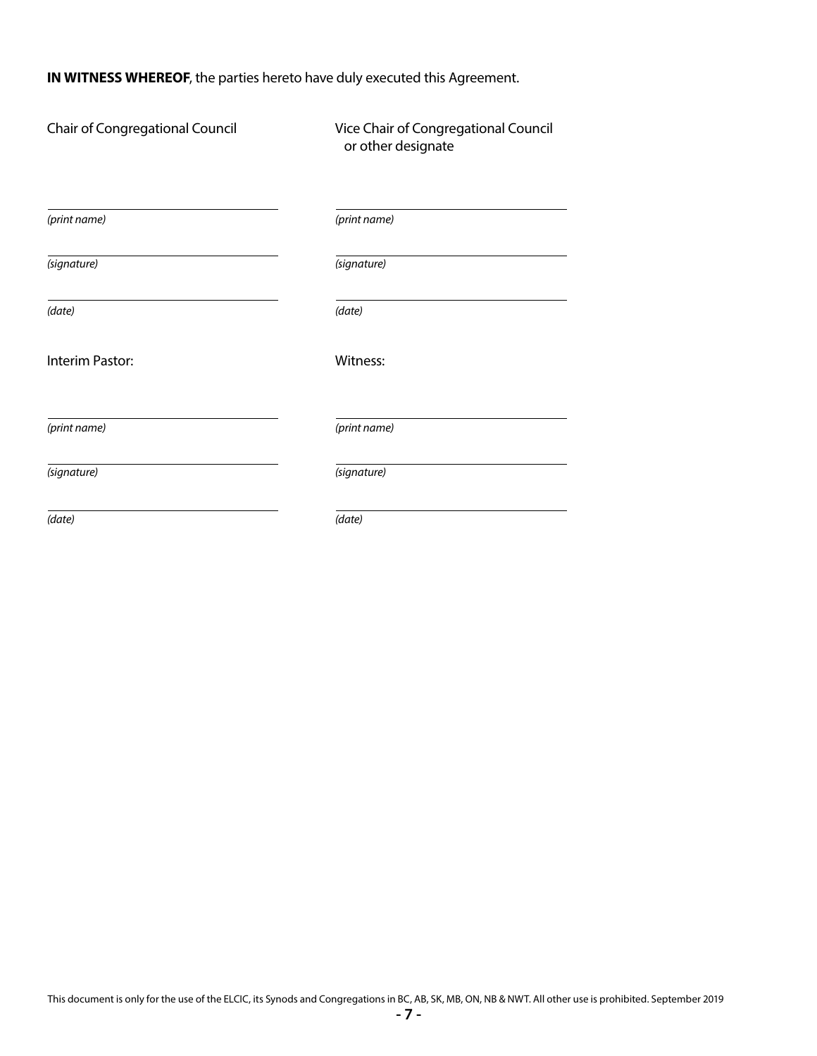**IN WITNESS WHEREOF**, the parties hereto have duly executed this Agreement.

Chair of Congregational Council

______________________________
*(print name)*

______________________________
*(signature)*

______________________________
*(date)*

Vice Chair of Congregational Council or other designate

______________________________
*(print name)*

______________________________
*(signature)*

______________________________
*(date)*

Interim Pastor:

______________________________
*(print name)*

______________________________
*(signature)*

______________________________
*(date)*

Witness:

______________________________
*(print name)*

______________________________
*(signature)*

______________________________
*(date)*

This document is only for the use of the ELCIC, its Synods and Congregations in BC, AB, SK, MB, ON, NB & NWT. All other use is prohibited. September 2019